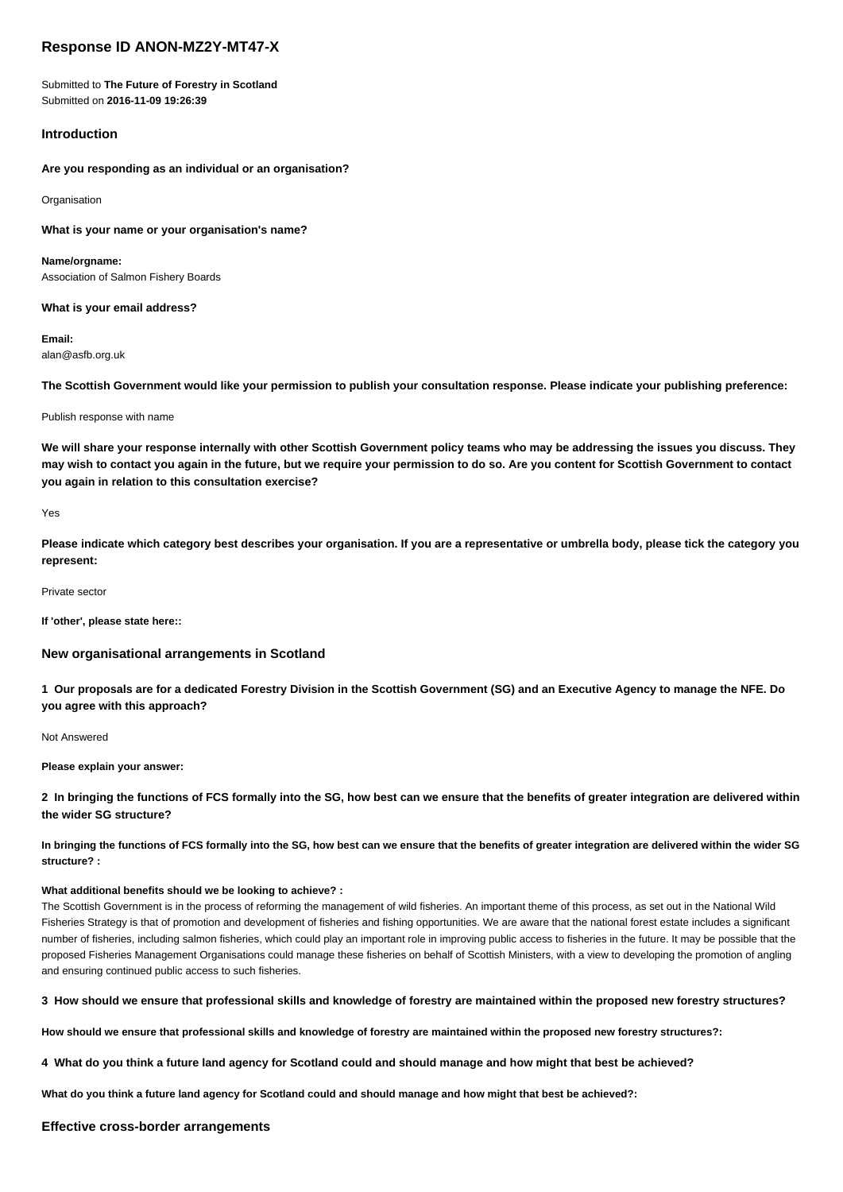# Response ID ANON-MZ2Y-MT47-X

Submitted to **The Future of Forestry in Scotland**
Submitted on **2016-11-09 19:26:39**

## Introduction

**Are you responding as an individual or an organisation?**

Organisation

**What is your name or your organisation's name?**

**Name/orgname:**
Association of Salmon Fishery Boards

**What is your email address?**

**Email:**
alan@asfb.org.uk

**The Scottish Government would like your permission to publish your consultation response. Please indicate your publishing preference:**

Publish response with name

**We will share your response internally with other Scottish Government policy teams who may be addressing the issues you discuss. They may wish to contact you again in the future, but we require your permission to do so. Are you content for Scottish Government to contact you again in relation to this consultation exercise?**

Yes

**Please indicate which category best describes your organisation. If you are a representative or umbrella body, please tick the category you represent:**

Private sector

**If 'other', please state here::**

## New organisational arrangements in Scotland

**1 Our proposals are for a dedicated Forestry Division in the Scottish Government (SG) and an Executive Agency to manage the NFE. Do you agree with this approach?**

Not Answered

**Please explain your answer:**

**2 In bringing the functions of FCS formally into the SG, how best can we ensure that the benefits of greater integration are delivered within the wider SG structure?**

**In bringing the functions of FCS formally into the SG, how best can we ensure that the benefits of greater integration are delivered within the wider SG structure? :**

**What additional benefits should we be looking to achieve? :**
The Scottish Government is in the process of reforming the management of wild fisheries. An important theme of this process, as set out in the National Wild Fisheries Strategy is that of promotion and development of fisheries and fishing opportunities. We are aware that the national forest estate includes a significant number of fisheries, including salmon fisheries, which could play an important role in improving public access to fisheries in the future. It may be possible that the proposed Fisheries Management Organisations could manage these fisheries on behalf of Scottish Ministers, with a view to developing the promotion of angling and ensuring continued public access to such fisheries.

**3 How should we ensure that professional skills and knowledge of forestry are maintained within the proposed new forestry structures?**

**How should we ensure that professional skills and knowledge of forestry are maintained within the proposed new forestry structures?:**

**4 What do you think a future land agency for Scotland could and should manage and how might that best be achieved?**

**What do you think a future land agency for Scotland could and should manage and how might that best be achieved?:**

## Effective cross-border arrangements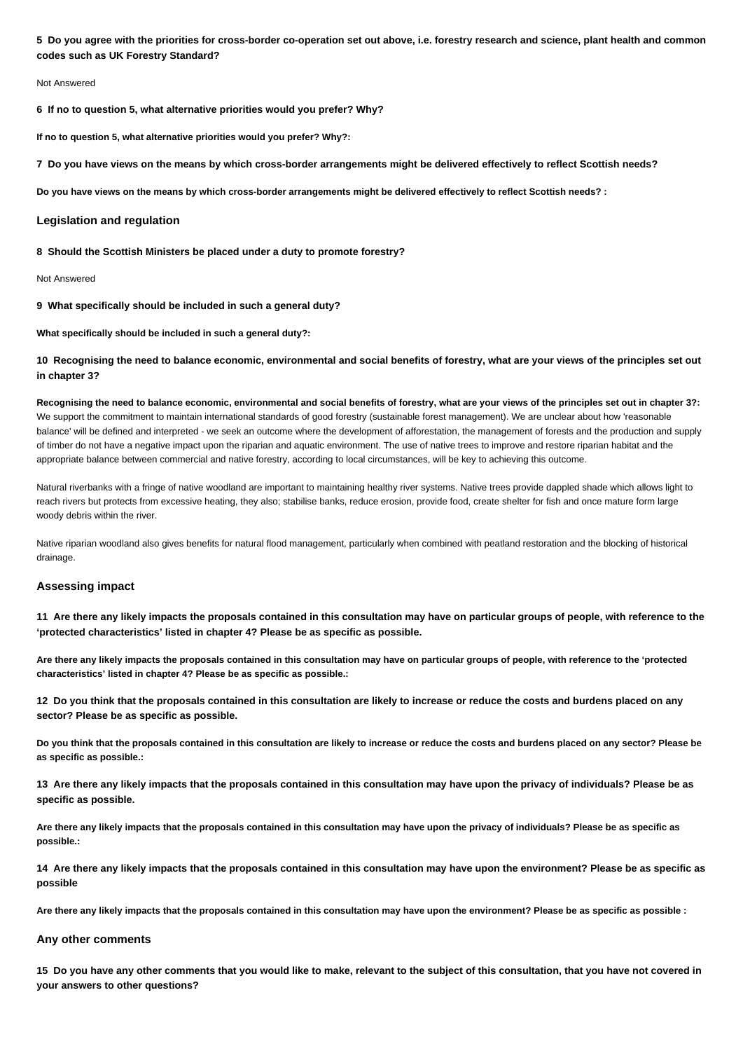**5 Do you agree with the priorities for cross-border co-operation set out above, i.e. forestry research and science, plant health and common codes such as UK Forestry Standard?**

Not Answered

**6 If no to question 5, what alternative priorities would you prefer? Why?**

**If no to question 5, what alternative priorities would you prefer? Why?:**

**7 Do you have views on the means by which cross-border arrangements might be delivered effectively to reflect Scottish needs?**

**Do you have views on the means by which cross-border arrangements might be delivered effectively to reflect Scottish needs? :**

## Legislation and regulation

**8 Should the Scottish Ministers be placed under a duty to promote forestry?**

Not Answered

**9 What specifically should be included in such a general duty?**

**What specifically should be included in such a general duty?:**

**10 Recognising the need to balance economic, environmental and social benefits of forestry, what are your views of the principles set out in chapter 3?**

**Recognising the need to balance economic, environmental and social benefits of forestry, what are your views of the principles set out in chapter 3?:**
We support the commitment to maintain international standards of good forestry (sustainable forest management). We are unclear about how 'reasonable balance' will be defined and interpreted - we seek an outcome where the development of afforestation, the management of forests and the production and supply of timber do not have a negative impact upon the riparian and aquatic environment. The use of native trees to improve and restore riparian habitat and the appropriate balance between commercial and native forestry, according to local circumstances, will be key to achieving this outcome.

Natural riverbanks with a fringe of native woodland are important to maintaining healthy river systems. Native trees provide dappled shade which allows light to reach rivers but protects from excessive heating, they also; stabilise banks, reduce erosion, provide food, create shelter for fish and once mature form large woody debris within the river.

Native riparian woodland also gives benefits for natural flood management, particularly when combined with peatland restoration and the blocking of historical drainage.

## Assessing impact

**11 Are there any likely impacts the proposals contained in this consultation may have on particular groups of people, with reference to the 'protected characteristics' listed in chapter 4? Please be as specific as possible.**

**Are there any likely impacts the proposals contained in this consultation may have on particular groups of people, with reference to the 'protected characteristics' listed in chapter 4? Please be as specific as possible.:**

**12 Do you think that the proposals contained in this consultation are likely to increase or reduce the costs and burdens placed on any sector? Please be as specific as possible.**

**Do you think that the proposals contained in this consultation are likely to increase or reduce the costs and burdens placed on any sector? Please be as specific as possible.:**

**13 Are there any likely impacts that the proposals contained in this consultation may have upon the privacy of individuals? Please be as specific as possible.**

**Are there any likely impacts that the proposals contained in this consultation may have upon the privacy of individuals? Please be as specific as possible.:**

**14 Are there any likely impacts that the proposals contained in this consultation may have upon the environment? Please be as specific as possible**

**Are there any likely impacts that the proposals contained in this consultation may have upon the environment? Please be as specific as possible :**

## Any other comments

**15 Do you have any other comments that you would like to make, relevant to the subject of this consultation, that you have not covered in your answers to other questions?**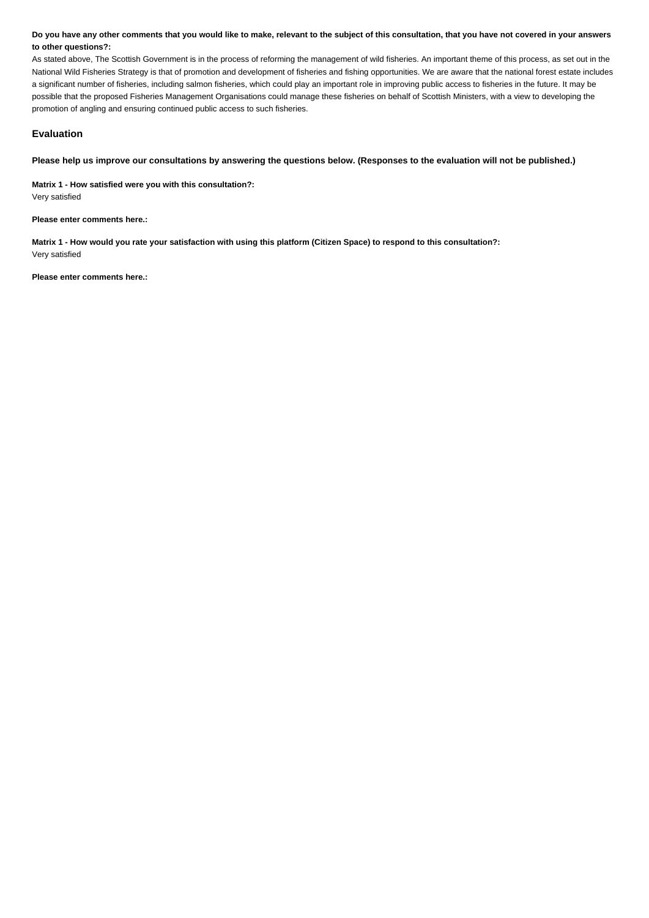**Do you have any other comments that you would like to make, relevant to the subject of this consultation, that you have not covered in your answers to other questions?:**

As stated above, The Scottish Government is in the process of reforming the management of wild fisheries. An important theme of this process, as set out in the National Wild Fisheries Strategy is that of promotion and development of fisheries and fishing opportunities. We are aware that the national forest estate includes a significant number of fisheries, including salmon fisheries, which could play an important role in improving public access to fisheries in the future. It may be possible that the proposed Fisheries Management Organisations could manage these fisheries on behalf of Scottish Ministers, with a view to developing the promotion of angling and ensuring continued public access to such fisheries.

## Evaluation

**Please help us improve our consultations by answering the questions below. (Responses to the evaluation will not be published.)**

**Matrix 1 - How satisfied were you with this consultation?:**

Very satisfied

**Please enter comments here.:**

**Matrix 1 - How would you rate your satisfaction with using this platform (Citizen Space) to respond to this consultation?:**

Very satisfied

**Please enter comments here.:**